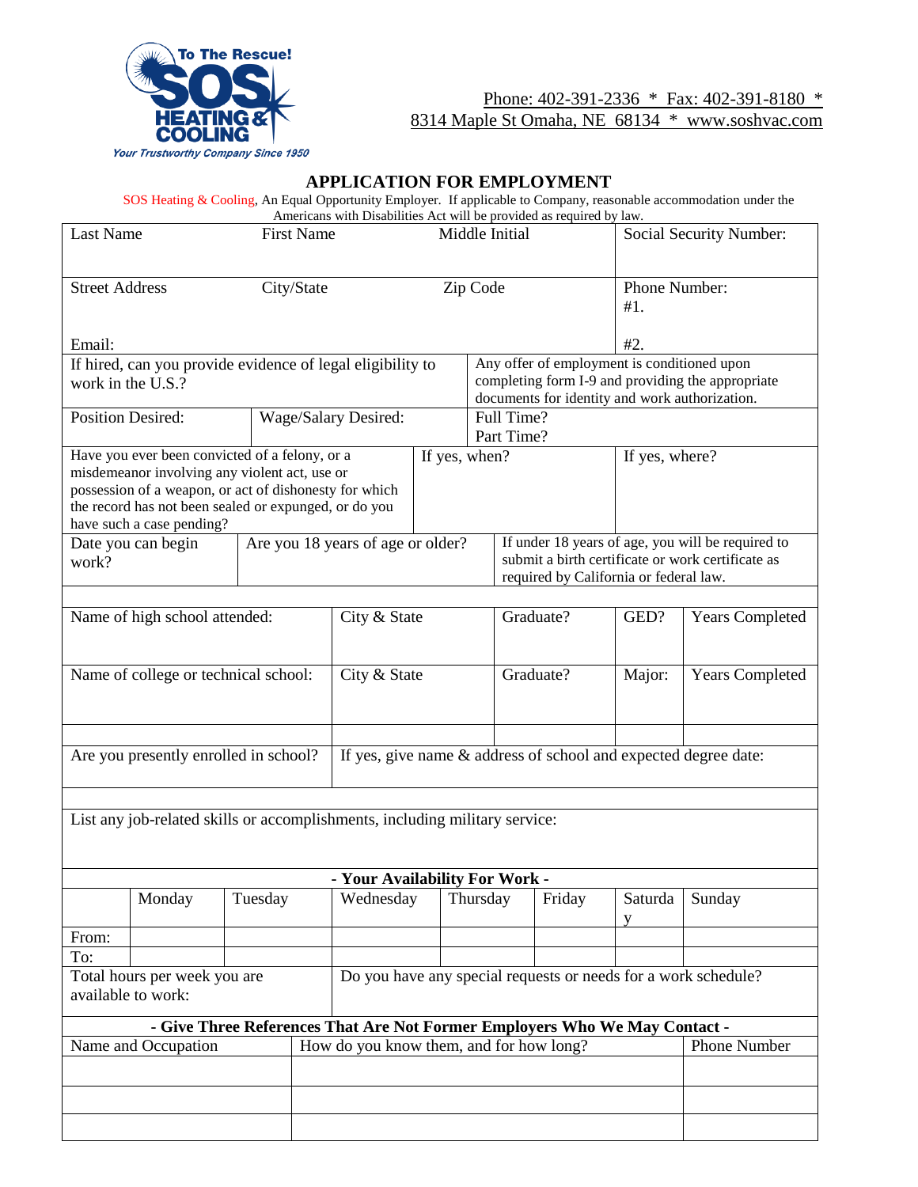To The Rescue!

SOS HEATING & COOLING

*Your Trustworthy Company Since 1950*

Phone: 402-391-2336 * Fax: 402-391-8180 *
8314 Maple St Omaha, NE 68134 * www.soshvac.com

# APPLICATION FOR EMPLOYMENT

SOS Heating & Cooling, An Equal Opportunity Employer. If applicable to Company, reasonable accommodation under the Americans with Disabilities Act will be provided as required by law.

| | | | |
|---|---|---|---|
| Last Name | First Name | Middle Initial | Social Security Number: |
| Street Address | City/State | Zip Code | Phone Number: #1. |
| Email: | | | #2. |

| | |
|---|---|
| If hired, can you provide evidence of legal eligibility to work in the U.S.? | Any offer of employment is conditioned upon completing form I-9 and providing the appropriate documents for identity and work authorization. |

| | | |
|---|---|---|
| Position Desired: | Wage/Salary Desired: | Full Time? Part Time? |

| | | |
|---|---|---|
| Have you ever been convicted of a felony, or a misdemeanor involving any violent act, use or possession of a weapon, or act of dishonesty for which the record has not been sealed or expunged, or do you have such a case pending? | If yes, when? | If yes, where? |

| | | |
|---|---|---|
| Date you can begin work? | Are you 18 years of age or older? | If under 18 years of age, you will be required to submit a birth certificate or work certificate as required by California or federal law. |

| | | | | |
|---|---|---|---|---|
| Name of high school attended: | City & State | Graduate? | GED? | Years Completed |
| Name of college or technical school: | City & State | Graduate? | Major: | Years Completed |
| | | | | |

| | |
|---|---|
| Are you presently enrolled in school? | If yes, give name & address of school and expected degree date: |

List any job-related skills or accomplishments, including military service:

**- Your Availability For Work -**

| | Monday | Tuesday | Wednesday | Thursday | Friday | Saturday | Sunday |
|---|---|---|---|---|---|---|---|
| From: | | | | | | | |
| To: | | | | | | | |

| | |
|---|---|
| Total hours per week you are available to work: | Do you have any special requests or needs for a work schedule? |

**- Give Three References That Are Not Former Employers Who We May Contact -**

| Name and Occupation | How do you know them, and for how long? | Phone Number |
|---|---|---|
| | | |
| | | |
| | | |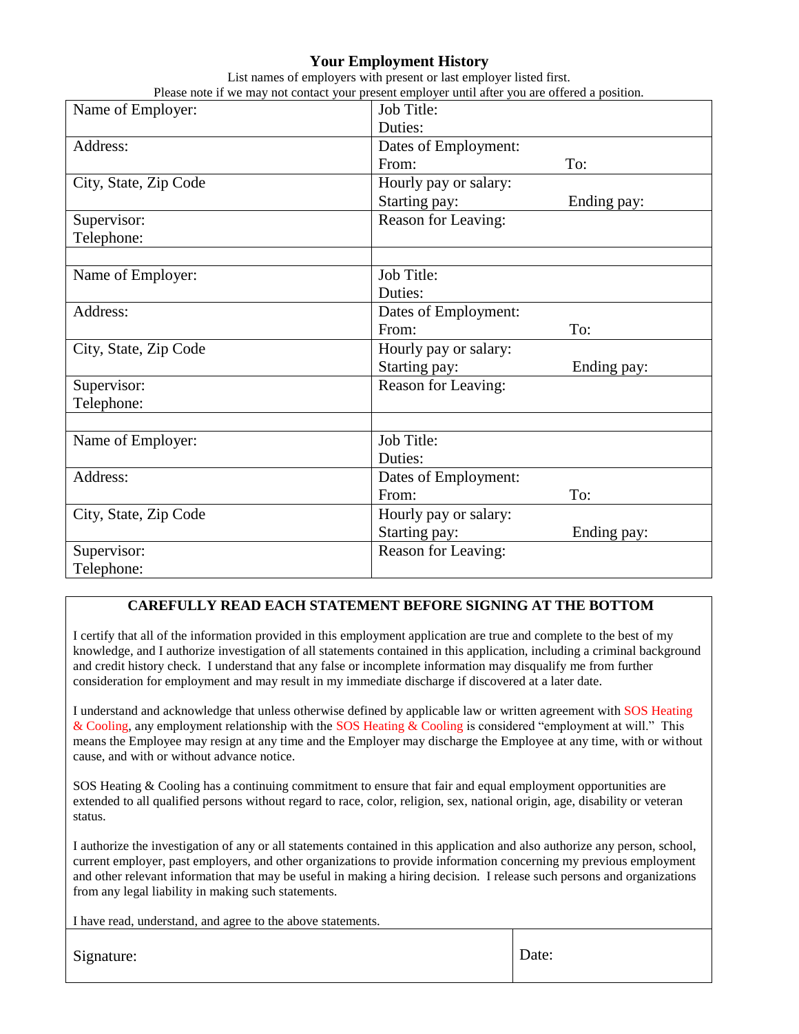## Your Employment History

List names of employers with present or last employer listed first.
Please note if we may not contact your present employer until after you are offered a position.

| | |
|---|---|
| Name of Employer: | Job Title:<br>Duties: |
| Address: | Dates of Employment:<br>From: To: |
| City, State, Zip Code | Hourly pay or salary:<br>Starting pay: Ending pay: |
| Supervisor:<br>Telephone: | Reason for Leaving: |
| | |
| Name of Employer: | Job Title:<br>Duties: |
| Address: | Dates of Employment:<br>From: To: |
| City, State, Zip Code | Hourly pay or salary:<br>Starting pay: Ending pay: |
| Supervisor:<br>Telephone: | Reason for Leaving: |
| | |
| Name of Employer: | Job Title:<br>Duties: |
| Address: | Dates of Employment:<br>From: To: |
| City, State, Zip Code | Hourly pay or salary:<br>Starting pay: Ending pay: |
| Supervisor:<br>Telephone: | Reason for Leaving: |

### CAREFULLY READ EACH STATEMENT BEFORE SIGNING AT THE BOTTOM

I certify that all of the information provided in this employment application are true and complete to the best of my knowledge, and I authorize investigation of all statements contained in this application, including a criminal background and credit history check. I understand that any false or incomplete information may disqualify me from further consideration for employment and may result in my immediate discharge if discovered at a later date.

I understand and acknowledge that unless otherwise defined by applicable law or written agreement with SOS Heating & Cooling, any employment relationship with the SOS Heating & Cooling is considered "employment at will." This means the Employee may resign at any time and the Employer may discharge the Employee at any time, with or without cause, and with or without advance notice.

SOS Heating & Cooling has a continuing commitment to ensure that fair and equal employment opportunities are extended to all qualified persons without regard to race, color, religion, sex, national origin, age, disability or veteran status.

I authorize the investigation of any or all statements contained in this application and also authorize any person, school, current employer, past employers, and other organizations to provide information concerning my previous employment and other relevant information that may be useful in making a hiring decision. I release such persons and organizations from any legal liability in making such statements.

I have read, understand, and agree to the above statements.

| | |
|---|---|
| Signature: | Date: |